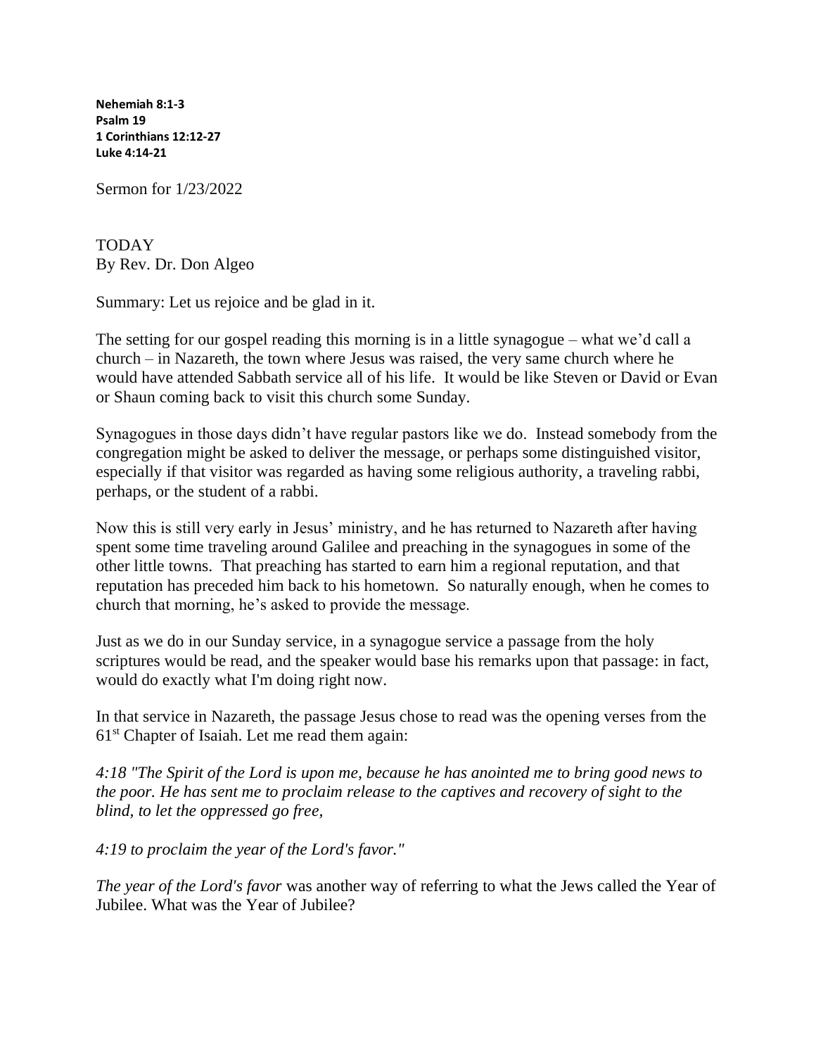**Nehemiah 8:1-3**
**Psalm 19**
**1 Corinthians 12:12-27**
**Luke 4:14-21**

Sermon for 1/23/2022

# TODAY

By Rev. Dr. Don Algeo

Summary: Let us rejoice and be glad in it.

The setting for our gospel reading this morning is in a little synagogue – what we'd call a church – in Nazareth, the town where Jesus was raised, the very same church where he would have attended Sabbath service all of his life. It would be like Steven or David or Evan or Shaun coming back to visit this church some Sunday.

Synagogues in those days didn't have regular pastors like we do. Instead somebody from the congregation might be asked to deliver the message, or perhaps some distinguished visitor, especially if that visitor was regarded as having some religious authority, a traveling rabbi, perhaps, or the student of a rabbi.

Now this is still very early in Jesus' ministry, and he has returned to Nazareth after having spent some time traveling around Galilee and preaching in the synagogues in some of the other little towns. That preaching has started to earn him a regional reputation, and that reputation has preceded him back to his hometown. So naturally enough, when he comes to church that morning, he's asked to provide the message.

Just as we do in our Sunday service, in a synagogue service a passage from the holy scriptures would be read, and the speaker would base his remarks upon that passage: in fact, would do exactly what I'm doing right now.

In that service in Nazareth, the passage Jesus chose to read was the opening verses from the 61st Chapter of Isaiah. Let me read them again:

*4:18 "The Spirit of the Lord is upon me, because he has anointed me to bring good news to the poor. He has sent me to proclaim release to the captives and recovery of sight to the blind, to let the oppressed go free,*

*4:19 to proclaim the year of the Lord's favor."*

*The year of the Lord's favor* was another way of referring to what the Jews called the Year of Jubilee. What was the Year of Jubilee?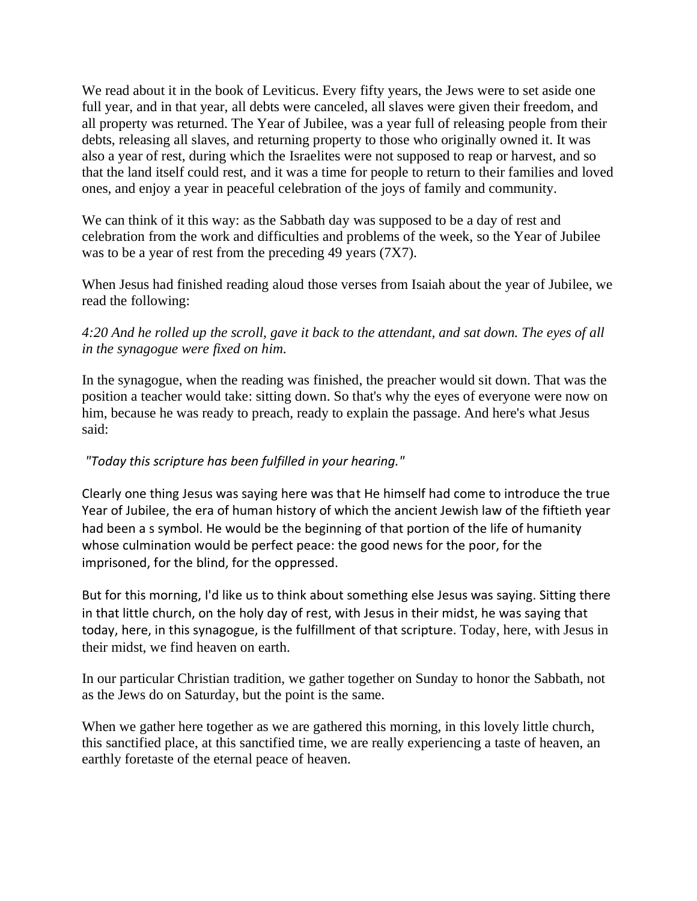We read about it in the book of Leviticus. Every fifty years, the Jews were to set aside one full year, and in that year, all debts were canceled, all slaves were given their freedom, and all property was returned. The Year of Jubilee, was a year full of releasing people from their debts, releasing all slaves, and returning property to those who originally owned it. It was also a year of rest, during which the Israelites were not supposed to reap or harvest, and so that the land itself could rest, and it was a time for people to return to their families and loved ones, and enjoy a year in peaceful celebration of the joys of family and community.

We can think of it this way: as the Sabbath day was supposed to be a day of rest and celebration from the work and difficulties and problems of the week, so the Year of Jubilee was to be a year of rest from the preceding 49 years (7X7).

When Jesus had finished reading aloud those verses from Isaiah about the year of Jubilee, we read the following:

*4:20 And he rolled up the scroll, gave it back to the attendant, and sat down. The eyes of all in the synagogue were fixed on him.*

In the synagogue, when the reading was finished, the preacher would sit down. That was the position a teacher would take: sitting down. So that's why the eyes of everyone were now on him, because he was ready to preach, ready to explain the passage. And here's what Jesus said:

*"Today this scripture has been fulfilled in your hearing."*

Clearly one thing Jesus was saying here was that He himself had come to introduce the true Year of Jubilee, the era of human history of which the ancient Jewish law of the fiftieth year had been a s symbol. He would be the beginning of that portion of the life of humanity whose culmination would be perfect peace: the good news for the poor, for the imprisoned, for the blind, for the oppressed.

But for this morning, I'd like us to think about something else Jesus was saying. Sitting there in that little church, on the holy day of rest, with Jesus in their midst, he was saying that today, here, in this synagogue, is the fulfillment of that scripture. Today, here, with Jesus in their midst, we find heaven on earth.

In our particular Christian tradition, we gather together on Sunday to honor the Sabbath, not as the Jews do on Saturday, but the point is the same.

When we gather here together as we are gathered this morning, in this lovely little church, this sanctified place, at this sanctified time, we are really experiencing a taste of heaven, an earthly foretaste of the eternal peace of heaven.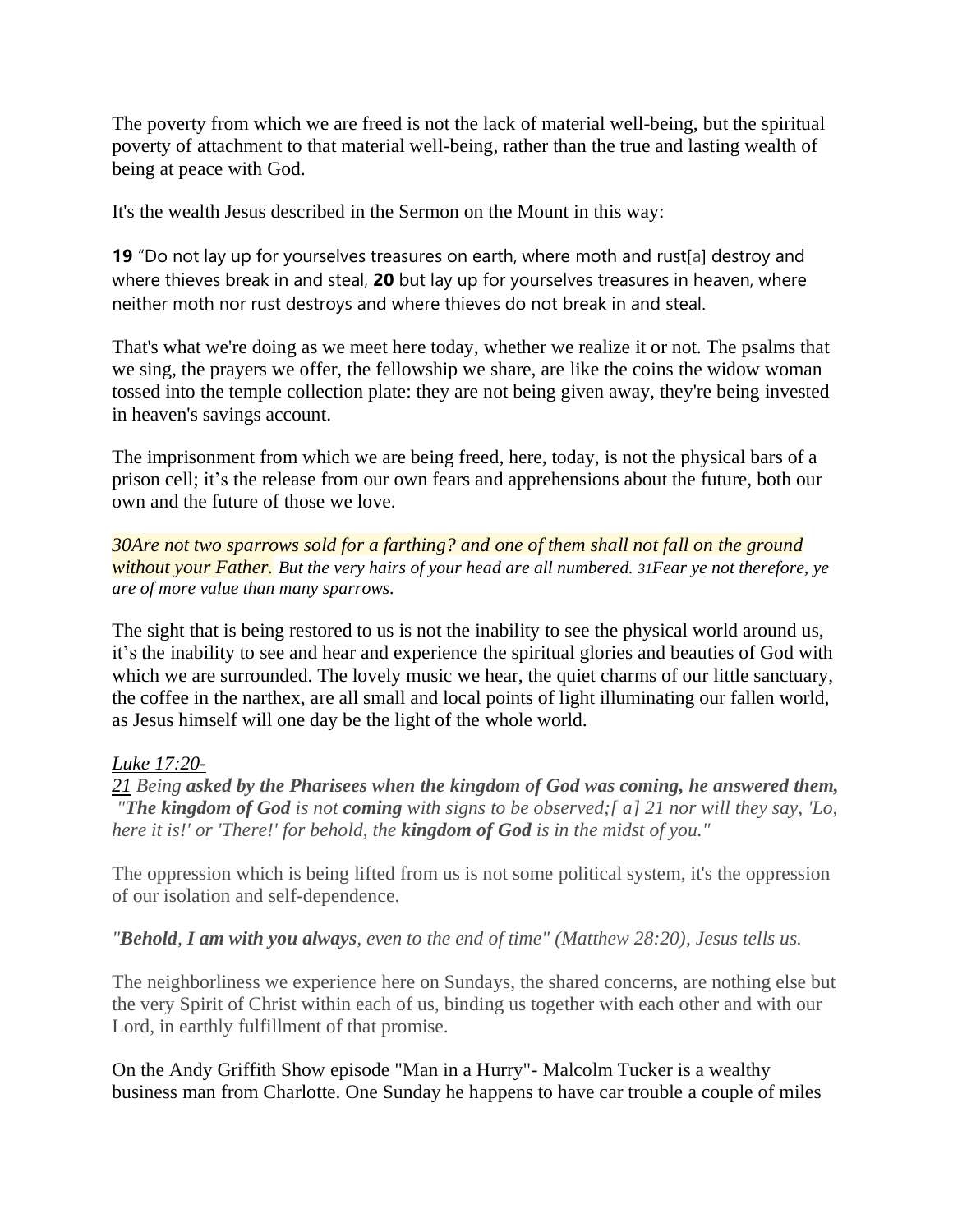The poverty from which we are freed is not the lack of material well-being, but the spiritual poverty of attachment to that material well-being, rather than the true and lasting wealth of being at peace with God.

It's the wealth Jesus described in the Sermon on the Mount in this way:

**19** "Do not lay up for yourselves treasures on earth, where moth and rust[a] destroy and where thieves break in and steal, **20** but lay up for yourselves treasures in heaven, where neither moth nor rust destroys and where thieves do not break in and steal.

That's what we're doing as we meet here today, whether we realize it or not. The psalms that we sing, the prayers we offer, the fellowship we share, are like the coins the widow woman tossed into the temple collection plate: they are not being given away, they're being invested in heaven's savings account.

The imprisonment from which we are being freed, here, today, is not the physical bars of a prison cell; it's the release from our own fears and apprehensions about the future, both our own and the future of those we love.

*30Are not two sparrows sold for a farthing? and one of them shall not fall on the ground without your Father. But the very hairs of your head are all numbered. 31Fear ye not therefore, ye are of more value than many sparrows.*

The sight that is being restored to us is not the inability to see the physical world around us, it's the inability to see and hear and experience the spiritual glories and beauties of God with which we are surrounded. The lovely music we hear, the quiet charms of our little sanctuary, the coffee in the narthex, are all small and local points of light illuminating our fallen world, as Jesus himself will one day be the light of the whole world.

*Luke 17:20-21 Being **asked by the Pharisees when the kingdom of God was coming, he answered them,** "**The kingdom of God** is not **coming** with signs to be observed;[ a] 21 nor will they say, 'Lo, here it is!' or 'There!' for behold, the **kingdom of God** is in the midst of you."*

The oppression which is being lifted from us is not some political system, it's the oppression of our isolation and self-dependence.

*"**Behold**, **I am with you always**, even to the end of time" (Matthew 28:20), Jesus tells us.*

The neighborliness we experience here on Sundays, the shared concerns, are nothing else but the very Spirit of Christ within each of us, binding us together with each other and with our Lord, in earthly fulfillment of that promise.

On the Andy Griffith Show episode "Man in a Hurry"- Malcolm Tucker is a wealthy business man from Charlotte. One Sunday he happens to have car trouble a couple of miles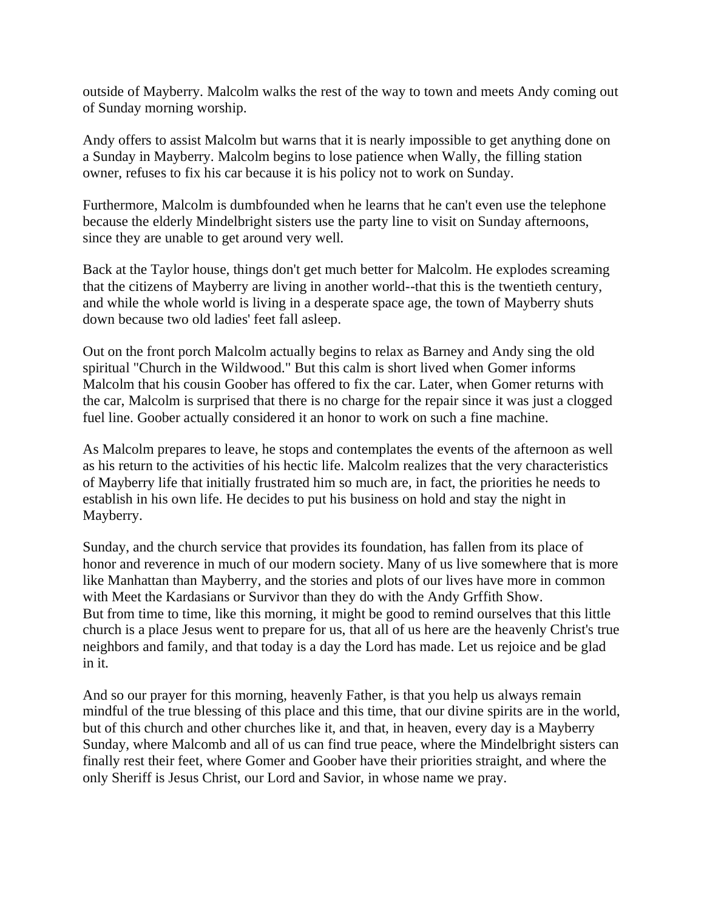outside of Mayberry. Malcolm walks the rest of the way to town and meets Andy coming out of Sunday morning worship.

Andy offers to assist Malcolm but warns that it is nearly impossible to get anything done on a Sunday in Mayberry. Malcolm begins to lose patience when Wally, the filling station owner, refuses to fix his car because it is his policy not to work on Sunday.

Furthermore, Malcolm is dumbfounded when he learns that he can't even use the telephone because the elderly Mindelbright sisters use the party line to visit on Sunday afternoons, since they are unable to get around very well.

Back at the Taylor house, things don't get much better for Malcolm. He explodes screaming that the citizens of Mayberry are living in another world--that this is the twentieth century, and while the whole world is living in a desperate space age, the town of Mayberry shuts down because two old ladies' feet fall asleep.

Out on the front porch Malcolm actually begins to relax as Barney and Andy sing the old spiritual "Church in the Wildwood." But this calm is short lived when Gomer informs Malcolm that his cousin Goober has offered to fix the car. Later, when Gomer returns with the car, Malcolm is surprised that there is no charge for the repair since it was just a clogged fuel line. Goober actually considered it an honor to work on such a fine machine.

As Malcolm prepares to leave, he stops and contemplates the events of the afternoon as well as his return to the activities of his hectic life. Malcolm realizes that the very characteristics of Mayberry life that initially frustrated him so much are, in fact, the priorities he needs to establish in his own life. He decides to put his business on hold and stay the night in Mayberry.

Sunday, and the church service that provides its foundation, has fallen from its place of honor and reverence in much of our modern society. Many of us live somewhere that is more like Manhattan than Mayberry, and the stories and plots of our lives have more in common with Meet the Kardasians or Survivor than they do with the Andy Grffith Show.
But from time to time, like this morning, it might be good to remind ourselves that this little church is a place Jesus went to prepare for us, that all of us here are the heavenly Christ's true neighbors and family, and that today is a day the Lord has made. Let us rejoice and be glad in it.

And so our prayer for this morning, heavenly Father, is that you help us always remain mindful of the true blessing of this place and this time, that our divine spirits are in the world, but of this church and other churches like it, and that, in heaven, every day is a Mayberry Sunday, where Malcomb and all of us can find true peace, where the Mindelbright sisters can finally rest their feet, where Gomer and Goober have their priorities straight, and where the only Sheriff is Jesus Christ, our Lord and Savior, in whose name we pray.